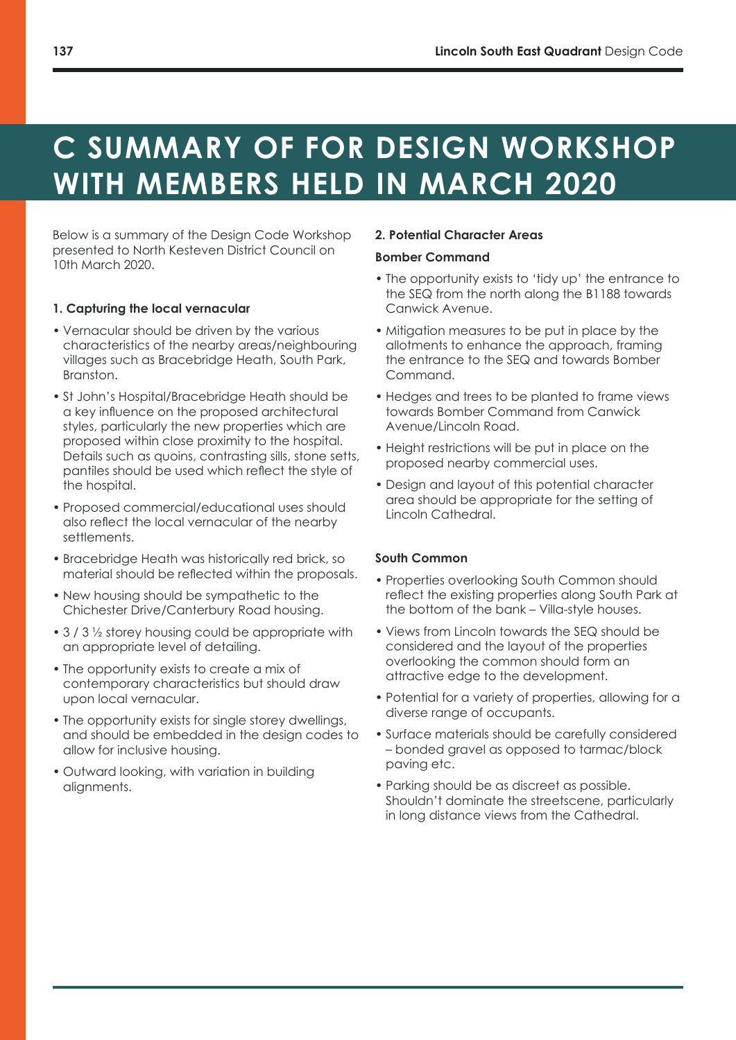# C SUMMARY OF FOR DESIGN WORKSHOP WITH MEMBERS HELD IN MARCH 2020

Below is a summary of the Design Code Workshop presented to North Kesteven District Council on 10th March 2020.

### 1. Capturing the local vernacular

- Vernacular should be driven by the various characteristics of the nearby areas/neighbouring villages such as Bracebridge Heath, South Park, Branston.
- St John's Hospital/Bracebridge Heath should be a key influence on the proposed architectural styles, particularly the new properties which are proposed within close proximity to the hospital. Details such as quoins, contrasting sills, stone setts, pantiles should be used which reflect the style of the hospital.
- Proposed commercial/educational uses should also reflect the local vernacular of the nearby settlements.
- Bracebridge Heath was historically red brick, so material should be reflected within the proposals.
- New housing should be sympathetic to the Chichester Drive/Canterbury Road housing.
- 3 / 3 ½ storey housing could be appropriate with an appropriate level of detailing.
- The opportunity exists to create a mix of contemporary characteristics but should draw upon local vernacular.
- The opportunity exists for single storey dwellings, and should be embedded in the design codes to allow for inclusive housing.
- Outward looking, with variation in building alignments.

### 2. Potential Character Areas

#### Bomber Command

- The opportunity exists to 'tidy up' the entrance to the SEQ from the north along the B1188 towards Canwick Avenue.
- Mitigation measures to be put in place by the allotments to enhance the approach, framing the entrance to the SEQ and towards Bomber Command.
- Hedges and trees to be planted to frame views towards Bomber Command from Canwick Avenue/Lincoln Road.
- Height restrictions will be put in place on the proposed nearby commercial uses.
- Design and layout of this potential character area should be appropriate for the setting of Lincoln Cathedral.

#### South Common

- Properties overlooking South Common should reflect the existing properties along South Park at the bottom of the bank – Villa-style houses.
- Views from Lincoln towards the SEQ should be considered and the layout of the properties overlooking the common should form an attractive edge to the development.
- Potential for a variety of properties, allowing for a diverse range of occupants.
- Surface materials should be carefully considered – bonded gravel as opposed to tarmac/block paving etc.
- Parking should be as discreet as possible. Shouldn't dominate the streetscene, particularly in long distance views from the Cathedral.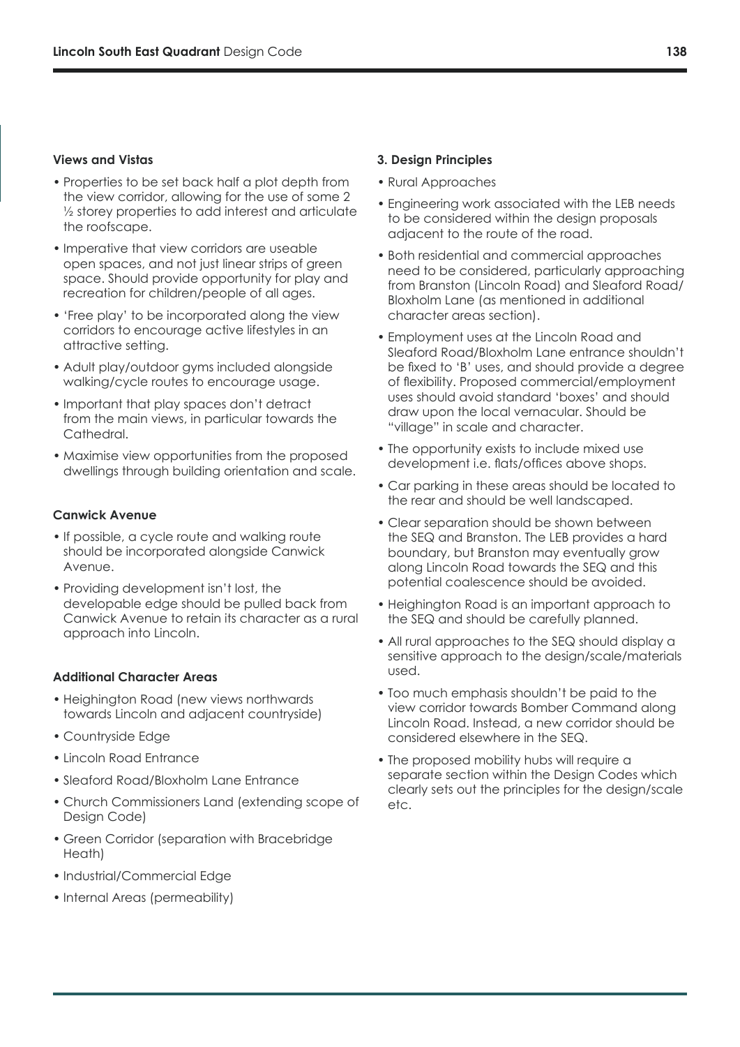### Views and Vistas

- Properties to be set back half a plot depth from the view corridor, allowing for the use of some 2 ½ storey properties to add interest and articulate the roofscape.
- Imperative that view corridors are useable open spaces, and not just linear strips of green space. Should provide opportunity for play and recreation for children/people of all ages.
- 'Free play' to be incorporated along the view corridors to encourage active lifestyles in an attractive setting.
- Adult play/outdoor gyms included alongside walking/cycle routes to encourage usage.
- Important that play spaces don't detract from the main views, in particular towards the Cathedral.
- Maximise view opportunities from the proposed dwellings through building orientation and scale.

### Canwick Avenue

- If possible, a cycle route and walking route should be incorporated alongside Canwick Avenue.
- Providing development isn't lost, the developable edge should be pulled back from Canwick Avenue to retain its character as a rural approach into Lincoln.

### Additional Character Areas

- Heighington Road (new views northwards towards Lincoln and adjacent countryside)
- Countryside Edge
- Lincoln Road Entrance
- Sleaford Road/Bloxholm Lane Entrance
- Church Commissioners Land (extending scope of Design Code)
- Green Corridor (separation with Bracebridge Heath)
- Industrial/Commercial Edge
- Internal Areas (permeability)

### 3. Design Principles

- Rural Approaches
- Engineering work associated with the LEB needs to be considered within the design proposals adjacent to the route of the road.
- Both residential and commercial approaches need to be considered, particularly approaching from Branston (Lincoln Road) and Sleaford Road/ Bloxholm Lane (as mentioned in additional character areas section).
- Employment uses at the Lincoln Road and Sleaford Road/Bloxholm Lane entrance shouldn't be fixed to 'B' uses, and should provide a degree of flexibility. Proposed commercial/employment uses should avoid standard 'boxes' and should draw upon the local vernacular. Should be "village" in scale and character.
- The opportunity exists to include mixed use development i.e. flats/offices above shops.
- Car parking in these areas should be located to the rear and should be well landscaped.
- Clear separation should be shown between the SEQ and Branston. The LEB provides a hard boundary, but Branston may eventually grow along Lincoln Road towards the SEQ and this potential coalescence should be avoided.
- Heighington Road is an important approach to the SEQ and should be carefully planned.
- All rural approaches to the SEQ should display a sensitive approach to the design/scale/materials used.
- Too much emphasis shouldn't be paid to the view corridor towards Bomber Command along Lincoln Road. Instead, a new corridor should be considered elsewhere in the SEQ.
- The proposed mobility hubs will require a separate section within the Design Codes which clearly sets out the principles for the design/scale etc.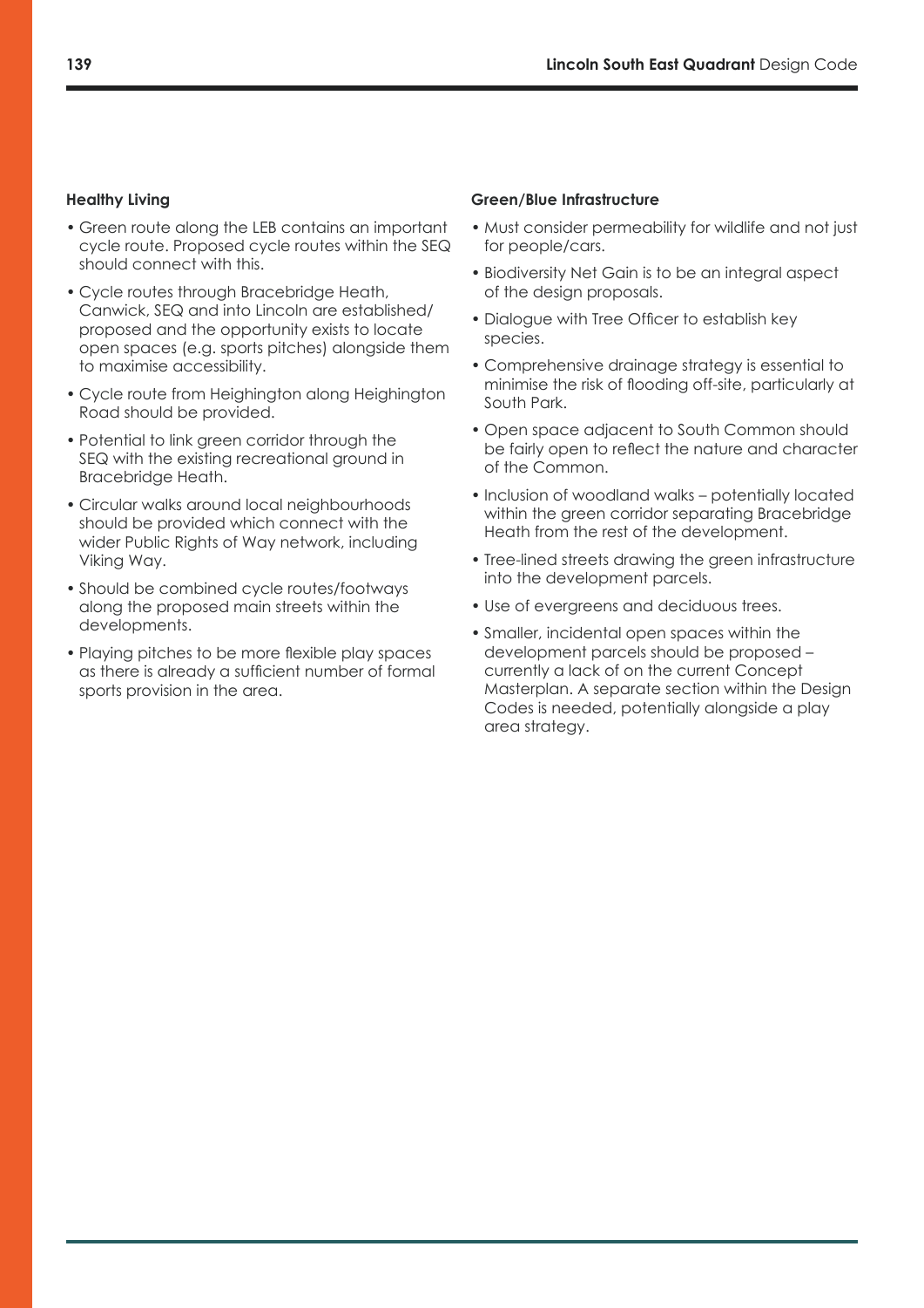**Healthy Living**

- Green route along the LEB contains an important cycle route. Proposed cycle routes within the SEQ should connect with this.
- Cycle routes through Bracebridge Heath, Canwick, SEQ and into Lincoln are established/proposed and the opportunity exists to locate open spaces (e.g. sports pitches) alongside them to maximise accessibility.
- Cycle route from Heighington along Heighington Road should be provided.
- Potential to link green corridor through the SEQ with the existing recreational ground in Bracebridge Heath.
- Circular walks around local neighbourhoods should be provided which connect with the wider Public Rights of Way network, including Viking Way.
- Should be combined cycle routes/footways along the proposed main streets within the developments.
- Playing pitches to be more flexible play spaces as there is already a sufficient number of formal sports provision in the area.

**Green/Blue Infrastructure**

- Must consider permeability for wildlife and not just for people/cars.
- Biodiversity Net Gain is to be an integral aspect of the design proposals.
- Dialogue with Tree Officer to establish key species.
- Comprehensive drainage strategy is essential to minimise the risk of flooding off-site, particularly at South Park.
- Open space adjacent to South Common should be fairly open to reflect the nature and character of the Common.
- Inclusion of woodland walks – potentially located within the green corridor separating Bracebridge Heath from the rest of the development.
- Tree-lined streets drawing the green infrastructure into the development parcels.
- Use of evergreens and deciduous trees.
- Smaller, incidental open spaces within the development parcels should be proposed – currently a lack of on the current Concept Masterplan. A separate section within the Design Codes is needed, potentially alongside a play area strategy.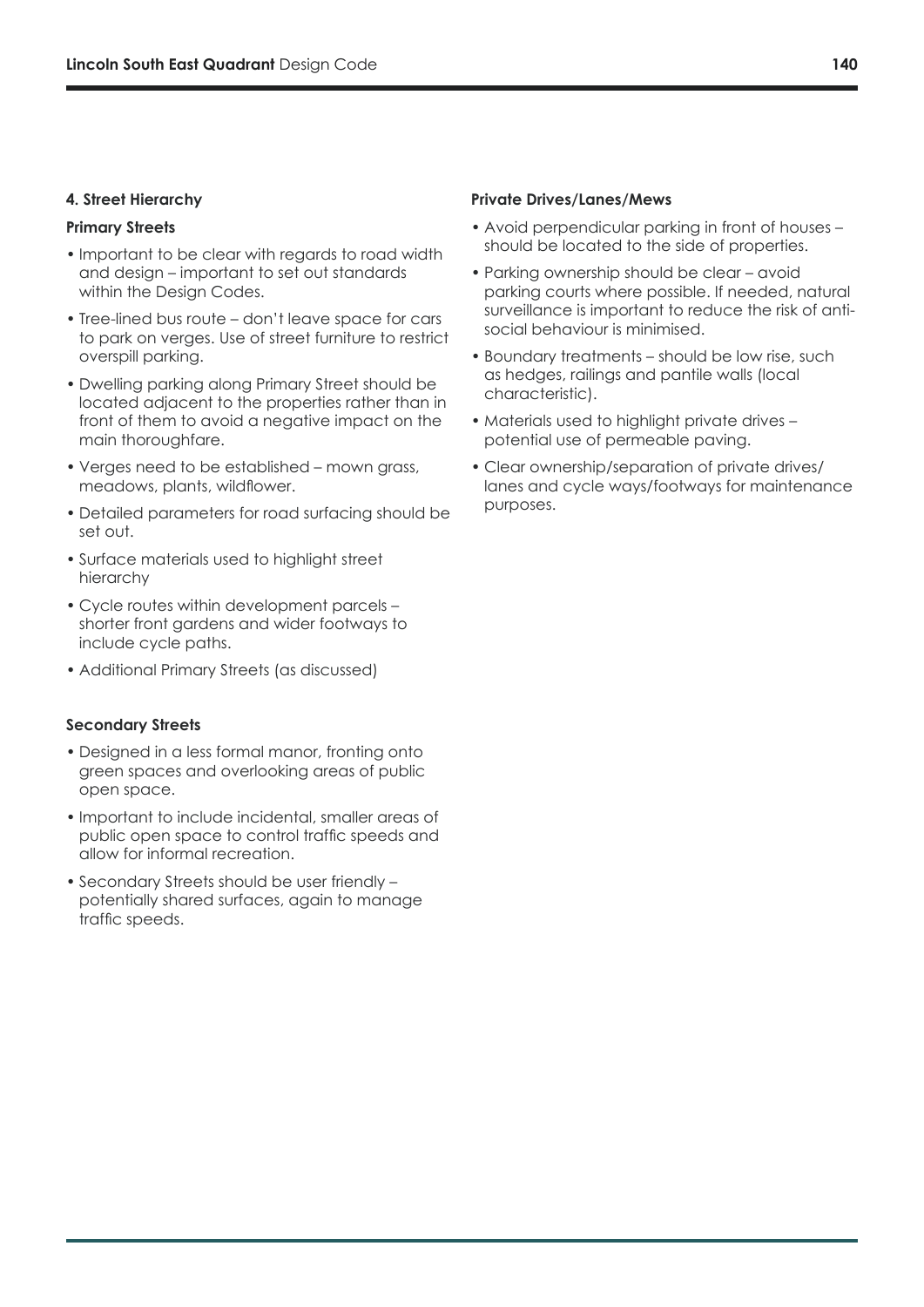#### 4. Street Hierarchy

**Primary Streets**

- Important to be clear with regards to road width and design – important to set out standards within the Design Codes.
- Tree-lined bus route – don't leave space for cars to park on verges. Use of street furniture to restrict overspill parking.
- Dwelling parking along Primary Street should be located adjacent to the properties rather than in front of them to avoid a negative impact on the main thoroughfare.
- Verges need to be established – mown grass, meadows, plants, wildflower.
- Detailed parameters for road surfacing should be set out.
- Surface materials used to highlight street hierarchy
- Cycle routes within development parcels – shorter front gardens and wider footways to include cycle paths.
- Additional Primary Streets (as discussed)

**Secondary Streets**

- Designed in a less formal manor, fronting onto green spaces and overlooking areas of public open space.
- Important to include incidental, smaller areas of public open space to control traffic speeds and allow for informal recreation.
- Secondary Streets should be user friendly – potentially shared surfaces, again to manage traffic speeds.

**Private Drives/Lanes/Mews**

- Avoid perpendicular parking in front of houses – should be located to the side of properties.
- Parking ownership should be clear – avoid parking courts where possible. If needed, natural surveillance is important to reduce the risk of anti-social behaviour is minimised.
- Boundary treatments – should be low rise, such as hedges, railings and pantile walls (local characteristic).
- Materials used to highlight private drives – potential use of permeable paving.
- Clear ownership/separation of private drives/ lanes and cycle ways/footways for maintenance purposes.